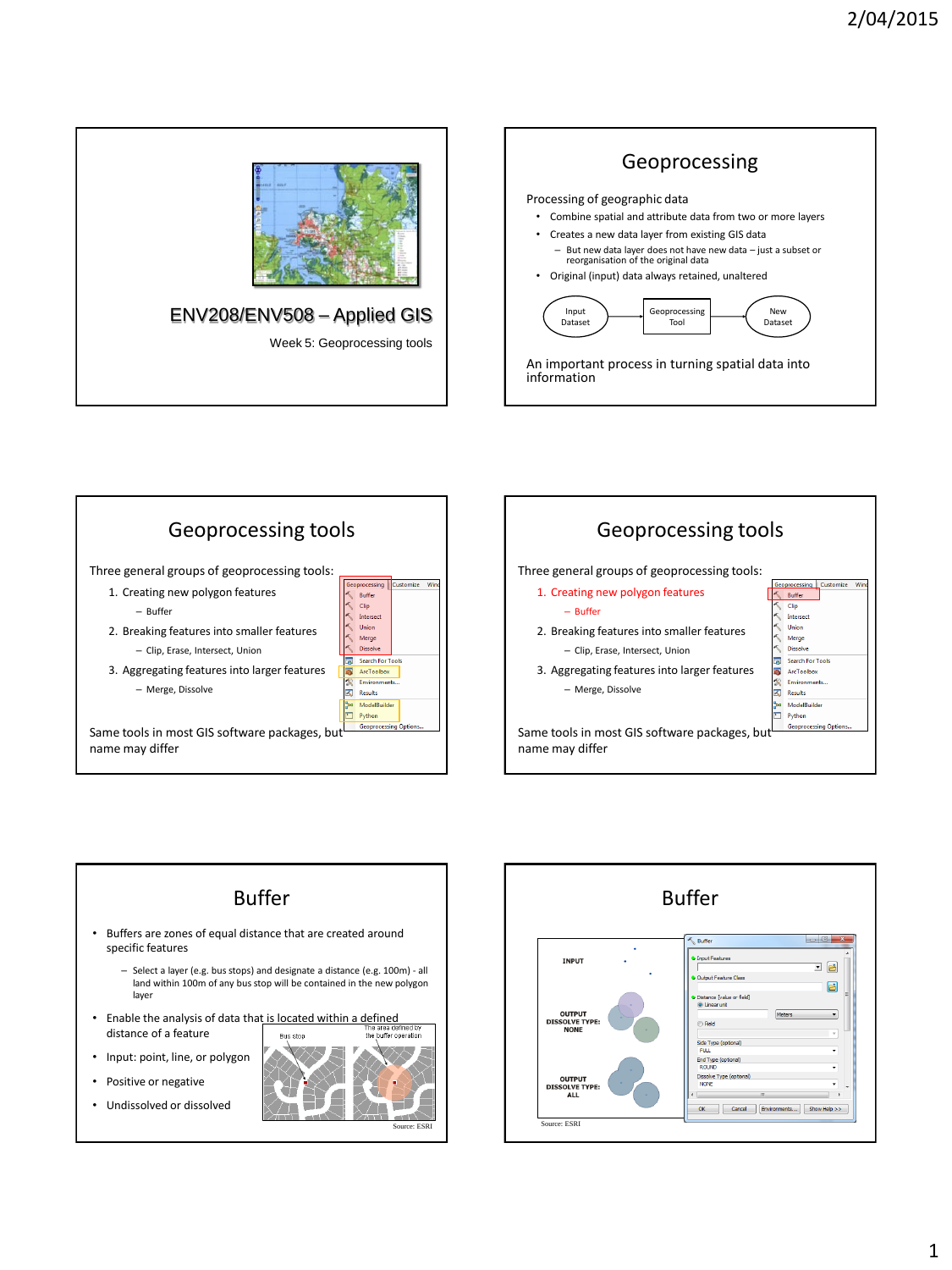## ENV208/ENV508 – Applied GIS

Week 5: Geoprocessing tools

## Geoprocessing

Processing of geographic data

- Combine spatial and attribute data from two or more layers
- Creates a new data layer from existing GIS data
  - But new data layer does not have new data – just a subset or reorganisation of the original data
- Original (input) data always retained, unaltered

Input Dataset → Geoprocessing Tool → New Dataset

An important process in turning spatial data into information

## Geoprocessing tools

Three general groups of geoprocessing tools:

1. Creating new polygon features
   - Buffer
2. Breaking features into smaller features
   - Clip, Erase, Intersect, Union
3. Aggregating features into larger features
   - Merge, Dissolve

Same tools in most GIS software packages, but name may differ

## Geoprocessing tools

Three general groups of geoprocessing tools:

1. Creating new polygon features
   - Buffer
2. Breaking features into smaller features
   - Clip, Erase, Intersect, Union
3. Aggregating features into larger features
   - Merge, Dissolve

Same tools in most GIS software packages, but name may differ

## Buffer

- Buffers are zones of equal distance that are created around specific features
  - Select a layer (e.g. bus stops) and designate a distance (e.g. 100m) - all land within 100m of any bus stop will be contained in the new polygon layer
- Enable the analysis of data that is located within a defined distance of a feature
- Input: point, line, or polygon
- Positive or negative
- Undissolved or dissolved

Source: ESRI

## Buffer

Source: ESRI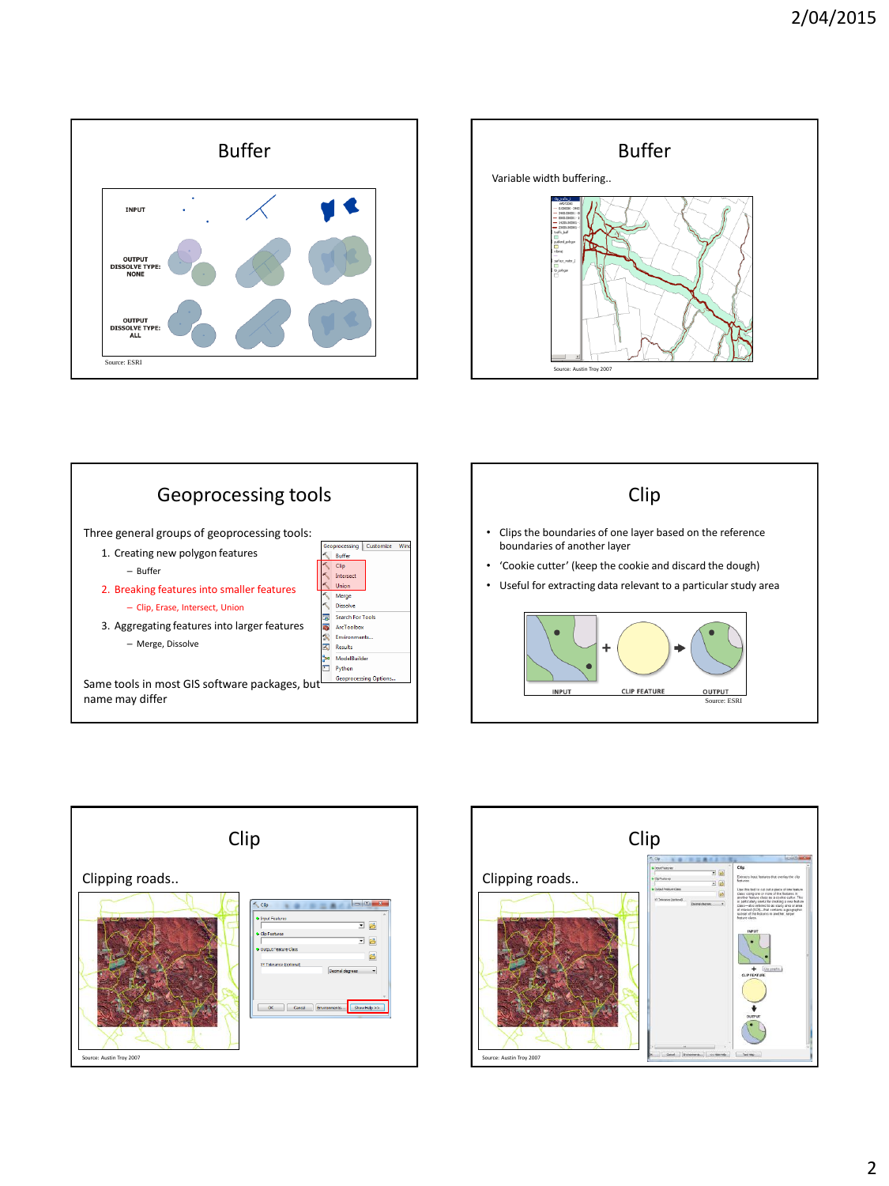## Buffer

INPUT

OUTPUT DISSOLVE TYPE: NONE

OUTPUT DISSOLVE TYPE: ALL

Source: ESRI

## Buffer

Variable width buffering..

Source: Austin Troy 2007

## Geoprocessing tools

Three general groups of geoprocessing tools:

1. Creating new polygon features
   - Buffer
2. Breaking features into smaller features
   - Clip, Erase, Intersect, Union
3. Aggregating features into larger features
   - Merge, Dissolve

Same tools in most GIS software packages, but name may differ

## Clip

- Clips the boundaries of one layer based on the reference boundaries of another layer
- 'Cookie cutter' (keep the cookie and discard the dough)
- Useful for extracting data relevant to a particular study area

INPUT + CLIP FEATURE → OUTPUT

Source: ESRI

## Clip

Clipping roads..

Source: Austin Troy 2007

## Clip

Clipping roads..

Source: Austin Troy 2007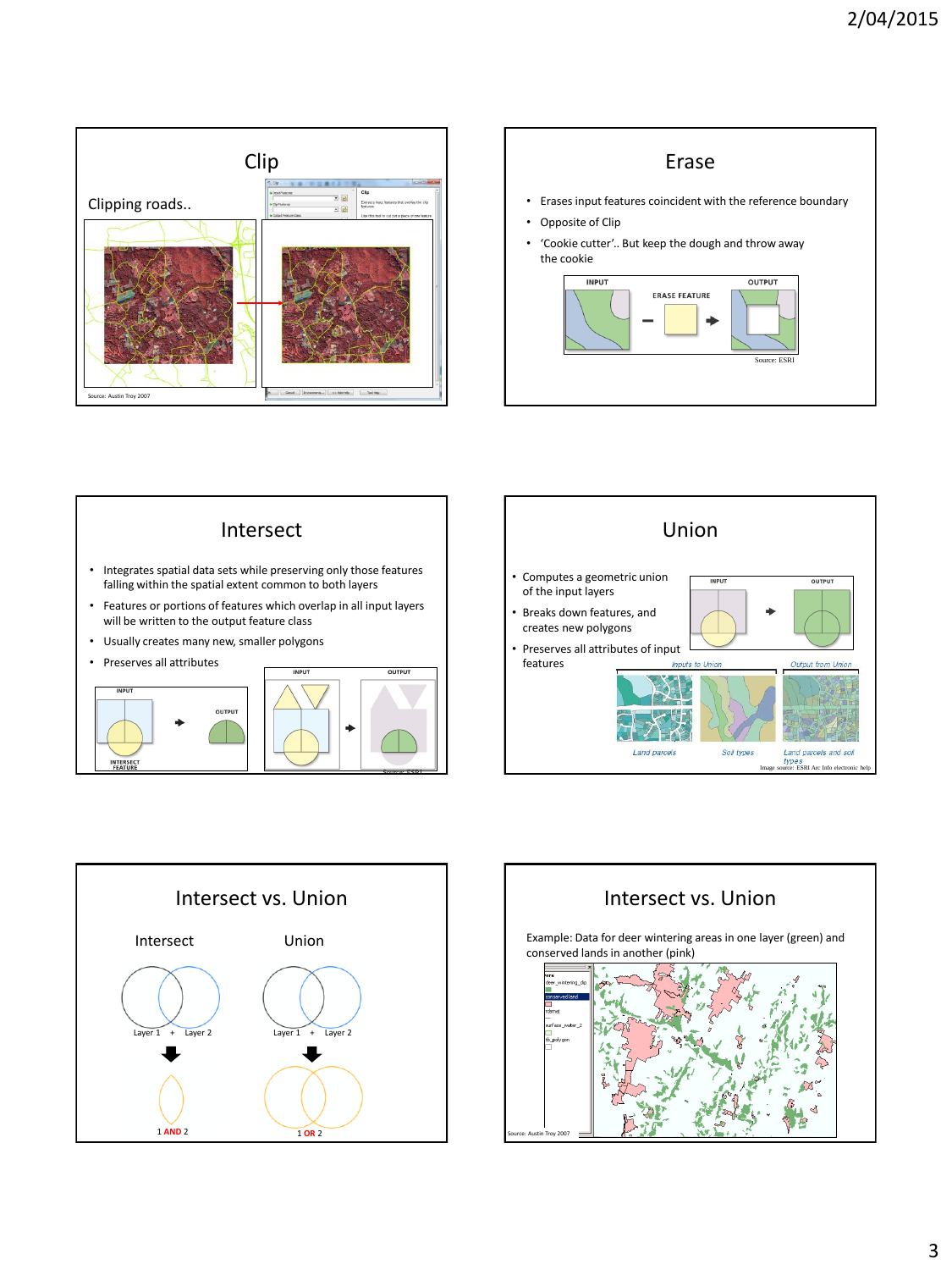## Clip

Clipping roads..

Source: Austin Troy 2007

## Erase

- Erases input features coincident with the reference boundary
- Opposite of Clip
- 'Cookie cutter'.. But keep the dough and throw away the cookie

INPUT — ERASE FEATURE — OUTPUT

Source: ESRI

## Intersect

- Integrates spatial data sets while preserving only those features falling within the spatial extent common to both layers
- Features or portions of features which overlap in all input layers will be written to the output feature class
- Usually creates many new, smaller polygons
- Preserves all attributes

INPUT — INTERSECT FEATURE — OUTPUT

Source: ESRI

## Union

- Computes a geometric union of the input layers
- Breaks down features, and creates new polygons
- Preserves all attributes of input features

INPUT — OUTPUT

*Inputs to Union*: *Land parcels*, *Soil types*

*Output from Union*: *Land parcels and soil types*

Image source: ESRI Arc Info electronic help

## Intersect vs. Union

| Intersect | Union |
| --- | --- |
| Layer 1 + Layer 2 | Layer 1 + Layer 2 |
| 1 **AND** 2 | 1 **OR** 2 |

## Intersect vs. Union

Example: Data for deer wintering areas in one layer (green) and conserved lands in another (pink)

Source: Austin Troy 2007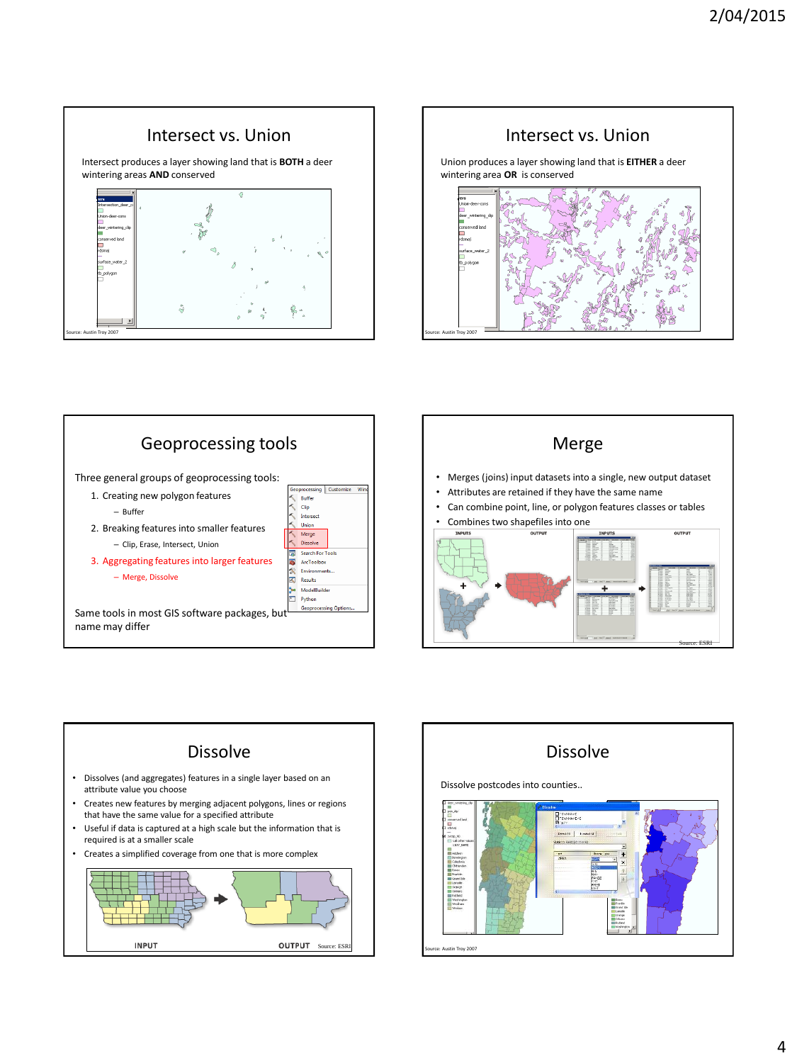## Intersect vs. Union

Intersect produces a layer showing land that is **BOTH** a deer wintering areas **AND** conserved

Source: Austin Troy 2007

## Intersect vs. Union

Union produces a layer showing land that is **EITHER** a deer wintering area **OR** is conserved

Source: Austin Troy 2007

## Geoprocessing tools

Three general groups of geoprocessing tools:

1. Creating new polygon features
   - Buffer
2. Breaking features into smaller features
   - Clip, Erase, Intersect, Union
3. Aggregating features into larger features
   - Merge, Dissolve

Same tools in most GIS software packages, but name may differ

## Merge

- Merges (joins) input datasets into a single, new output dataset
- Attributes are retained if they have the same name
- Can combine point, line, or polygon features classes or tables
- Combines two shapefiles into one

Source: ESRI

## Dissolve

- Dissolves (and aggregates) features in a single layer based on an attribute value you choose
- Creates new features by merging adjacent polygons, lines or regions that have the same value for a specified attribute
- Useful if data is captured at a high scale but the information that is required is at a smaller scale
- Creates a simplified coverage from one that is more complex

INPUT OUTPUT Source: ESRI

## Dissolve

Dissolve postcodes into counties..

Source: Austin Troy 2007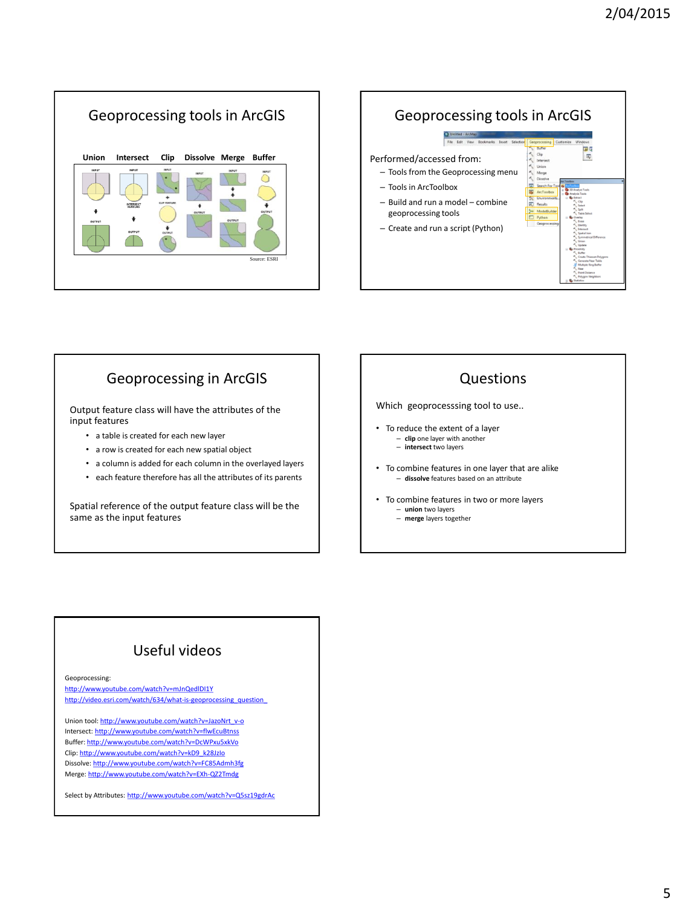## Geoprocessing tools in ArcGIS

Union Intersect Clip Dissolve Merge Buffer

INPUT

INPUT

INPUT

INPUT

INPUT

INPUT

INTERSECT FEATURE

CLIP FEATURE

OUTPUT

OUTPUT

OUTPUT

OUTPUT

OUTPUT

OUTPUT

Source: ESRI

## Geoprocessing tools in ArcGIS

Performed/accessed from:

- Tools from the Geoprocessing menu
- Tools in ArcToolbox
- Build and run a model – combine geoprocessing tools
- Create and run a script (Python)

## Geoprocessing in ArcGIS

Output feature class will have the attributes of the input features

- a table is created for each new layer
- a row is created for each new spatial object
- a column is added for each column in the overlayed layers
- each feature therefore has all the attributes of its parents

Spatial reference of the output feature class will be the same as the input features

## Questions

Which geoprocesssing tool to use..

- To reduce the extent of a layer
  - **clip** one layer with another
  - **intersect** two layers
- To combine features in one layer that are alike
  - **dissolve** features based on an attribute
- To combine features in two or more layers
  - **union** two layers
  - **merge** layers together

## Useful videos

Geoprocessing:
http://www.youtube.com/watch?v=mJnQedlDI1Y
http://video.esri.com/watch/634/what-is-geoprocessing_question_

Union tool: http://www.youtube.com/watch?v=JazoNrt_v-o
Intersect: http://www.youtube.com/watch?v=flwEcuBtnss
Buffer: http://www.youtube.com/watch?v=DcWPxu5xkVo
Clip: http://www.youtube.com/watch?v=kD9_k28JzIo
Dissolve: http://www.youtube.com/watch?v=FC85Admh3fg
Merge: http://www.youtube.com/watch?v=EXh-QZ2Tmdg

Select by Attributes: http://www.youtube.com/watch?v=Q5sz19gdrAc